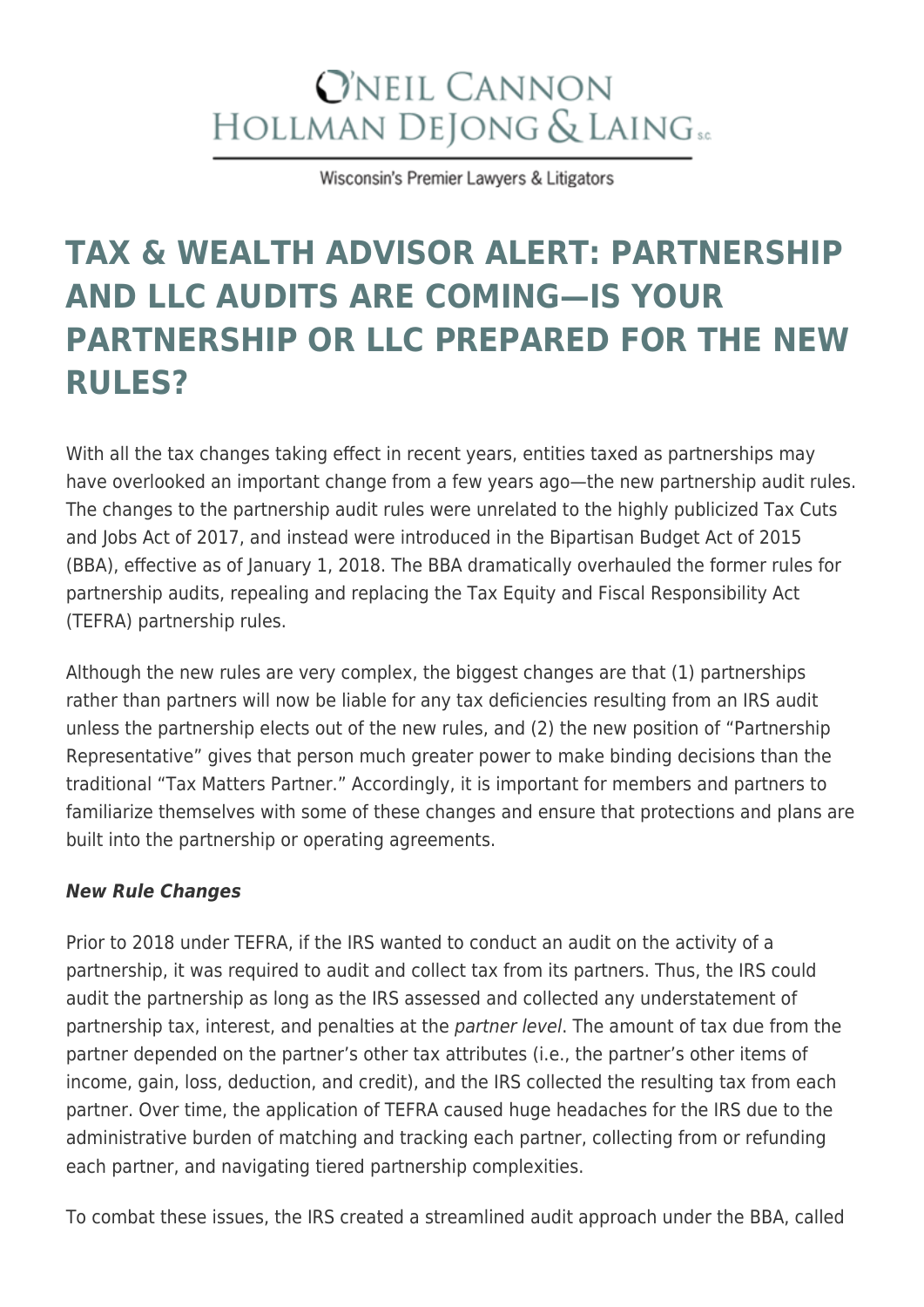O'NEIL CANNON HOLLMAN DEJONG & LAING S.C.

Wisconsin's Premier Lawyers & Litigators

# TAX & WEALTH ADVISOR ALERT: PARTNERSHIP AND LLC AUDITS ARE COMING—IS YOUR PARTNERSHIP OR LLC PREPARED FOR THE NEW RULES?

With all the tax changes taking effect in recent years, entities taxed as partnerships may have overlooked an important change from a few years ago—the new partnership audit rules. The changes to the partnership audit rules were unrelated to the highly publicized Tax Cuts and Jobs Act of 2017, and instead were introduced in the Bipartisan Budget Act of 2015 (BBA), effective as of January 1, 2018. The BBA dramatically overhauled the former rules for partnership audits, repealing and replacing the Tax Equity and Fiscal Responsibility Act (TEFRA) partnership rules.

Although the new rules are very complex, the biggest changes are that (1) partnerships rather than partners will now be liable for any tax deficiencies resulting from an IRS audit unless the partnership elects out of the new rules, and (2) the new position of "Partnership Representative" gives that person much greater power to make binding decisions than the traditional "Tax Matters Partner." Accordingly, it is important for members and partners to familiarize themselves with some of these changes and ensure that protections and plans are built into the partnership or operating agreements.

***New Rule Changes***

Prior to 2018 under TEFRA, if the IRS wanted to conduct an audit on the activity of a partnership, it was required to audit and collect tax from its partners. Thus, the IRS could audit the partnership as long as the IRS assessed and collected any understatement of partnership tax, interest, and penalties at the *partner level*. The amount of tax due from the partner depended on the partner's other tax attributes (i.e., the partner's other items of income, gain, loss, deduction, and credit), and the IRS collected the resulting tax from each partner. Over time, the application of TEFRA caused huge headaches for the IRS due to the administrative burden of matching and tracking each partner, collecting from or refunding each partner, and navigating tiered partnership complexities.

To combat these issues, the IRS created a streamlined audit approach under the BBA, called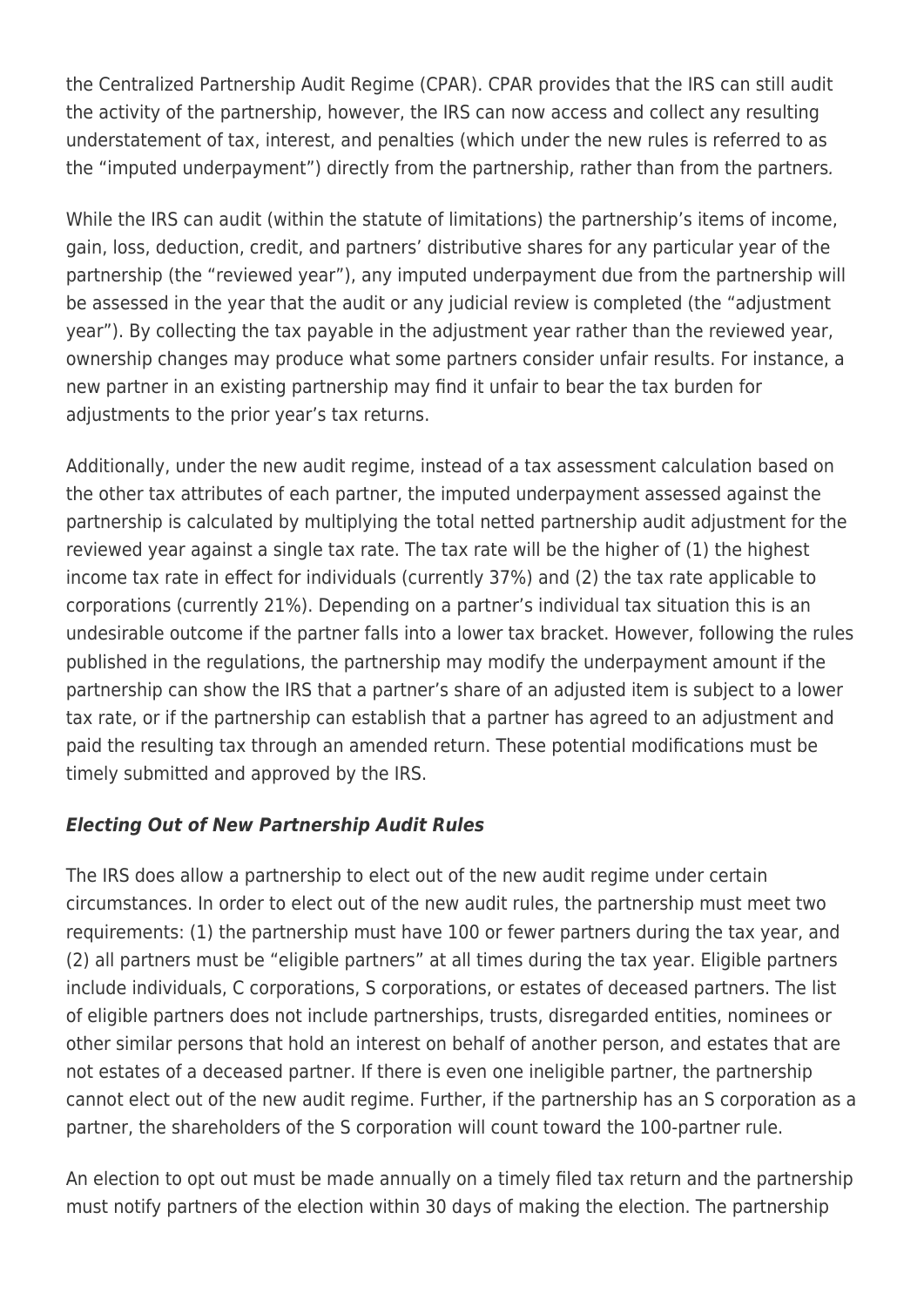the Centralized Partnership Audit Regime (CPAR). CPAR provides that the IRS can still audit the activity of the partnership, however, the IRS can now access and collect any resulting understatement of tax, interest, and penalties (which under the new rules is referred to as the "imputed underpayment") directly from the partnership, rather than from the partners.

While the IRS can audit (within the statute of limitations) the partnership's items of income, gain, loss, deduction, credit, and partners' distributive shares for any particular year of the partnership (the "reviewed year"), any imputed underpayment due from the partnership will be assessed in the year that the audit or any judicial review is completed (the "adjustment year"). By collecting the tax payable in the adjustment year rather than the reviewed year, ownership changes may produce what some partners consider unfair results. For instance, a new partner in an existing partnership may find it unfair to bear the tax burden for adjustments to the prior year's tax returns.

Additionally, under the new audit regime, instead of a tax assessment calculation based on the other tax attributes of each partner, the imputed underpayment assessed against the partnership is calculated by multiplying the total netted partnership audit adjustment for the reviewed year against a single tax rate. The tax rate will be the higher of (1) the highest income tax rate in effect for individuals (currently 37%) and (2) the tax rate applicable to corporations (currently 21%). Depending on a partner's individual tax situation this is an undesirable outcome if the partner falls into a lower tax bracket. However, following the rules published in the regulations, the partnership may modify the underpayment amount if the partnership can show the IRS that a partner's share of an adjusted item is subject to a lower tax rate, or if the partnership can establish that a partner has agreed to an adjustment and paid the resulting tax through an amended return. These potential modifications must be timely submitted and approved by the IRS.

***Electing Out of New Partnership Audit Rules***

The IRS does allow a partnership to elect out of the new audit regime under certain circumstances. In order to elect out of the new audit rules, the partnership must meet two requirements: (1) the partnership must have 100 or fewer partners during the tax year, and (2) all partners must be "eligible partners" at all times during the tax year. Eligible partners include individuals, C corporations, S corporations, or estates of deceased partners. The list of eligible partners does not include partnerships, trusts, disregarded entities, nominees or other similar persons that hold an interest on behalf of another person, and estates that are not estates of a deceased partner. If there is even one ineligible partner, the partnership cannot elect out of the new audit regime. Further, if the partnership has an S corporation as a partner, the shareholders of the S corporation will count toward the 100-partner rule.

An election to opt out must be made annually on a timely filed tax return and the partnership must notify partners of the election within 30 days of making the election. The partnership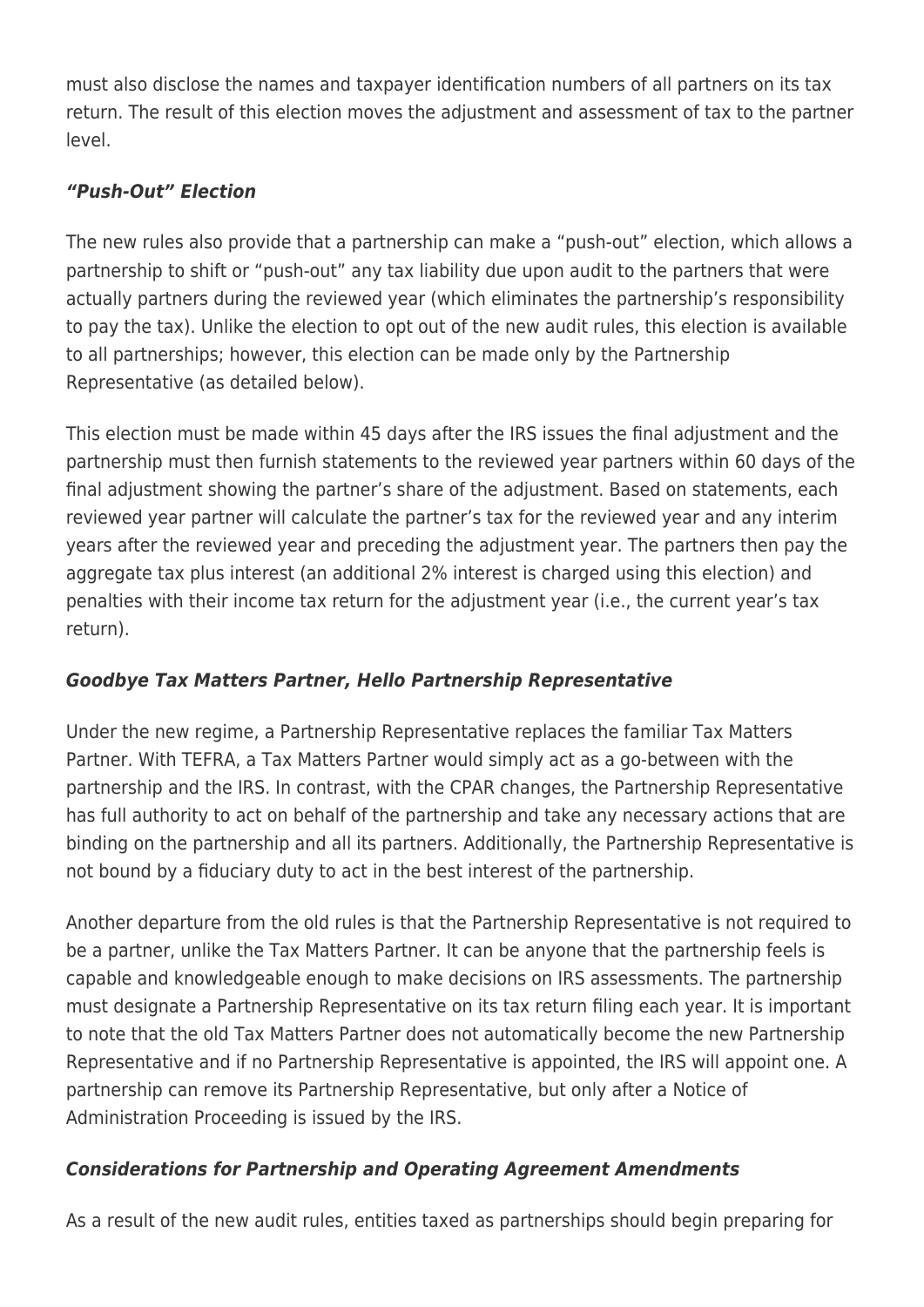must also disclose the names and taxpayer identification numbers of all partners on its tax return. The result of this election moves the adjustment and assessment of tax to the partner level.

### *"Push-Out" Election*

The new rules also provide that a partnership can make a "push-out" election, which allows a partnership to shift or "push-out" any tax liability due upon audit to the partners that were actually partners during the reviewed year (which eliminates the partnership's responsibility to pay the tax). Unlike the election to opt out of the new audit rules, this election is available to all partnerships; however, this election can be made only by the Partnership Representative (as detailed below).

This election must be made within 45 days after the IRS issues the final adjustment and the partnership must then furnish statements to the reviewed year partners within 60 days of the final adjustment showing the partner's share of the adjustment. Based on statements, each reviewed year partner will calculate the partner's tax for the reviewed year and any interim years after the reviewed year and preceding the adjustment year. The partners then pay the aggregate tax plus interest (an additional 2% interest is charged using this election) and penalties with their income tax return for the adjustment year (i.e., the current year's tax return).

### *Goodbye Tax Matters Partner, Hello Partnership Representative*

Under the new regime, a Partnership Representative replaces the familiar Tax Matters Partner. With TEFRA, a Tax Matters Partner would simply act as a go-between with the partnership and the IRS. In contrast, with the CPAR changes, the Partnership Representative has full authority to act on behalf of the partnership and take any necessary actions that are binding on the partnership and all its partners. Additionally, the Partnership Representative is not bound by a fiduciary duty to act in the best interest of the partnership.

Another departure from the old rules is that the Partnership Representative is not required to be a partner, unlike the Tax Matters Partner. It can be anyone that the partnership feels is capable and knowledgeable enough to make decisions on IRS assessments. The partnership must designate a Partnership Representative on its tax return filing each year. It is important to note that the old Tax Matters Partner does not automatically become the new Partnership Representative and if no Partnership Representative is appointed, the IRS will appoint one. A partnership can remove its Partnership Representative, but only after a Notice of Administration Proceeding is issued by the IRS.

### *Considerations for Partnership and Operating Agreement Amendments*

As a result of the new audit rules, entities taxed as partnerships should begin preparing for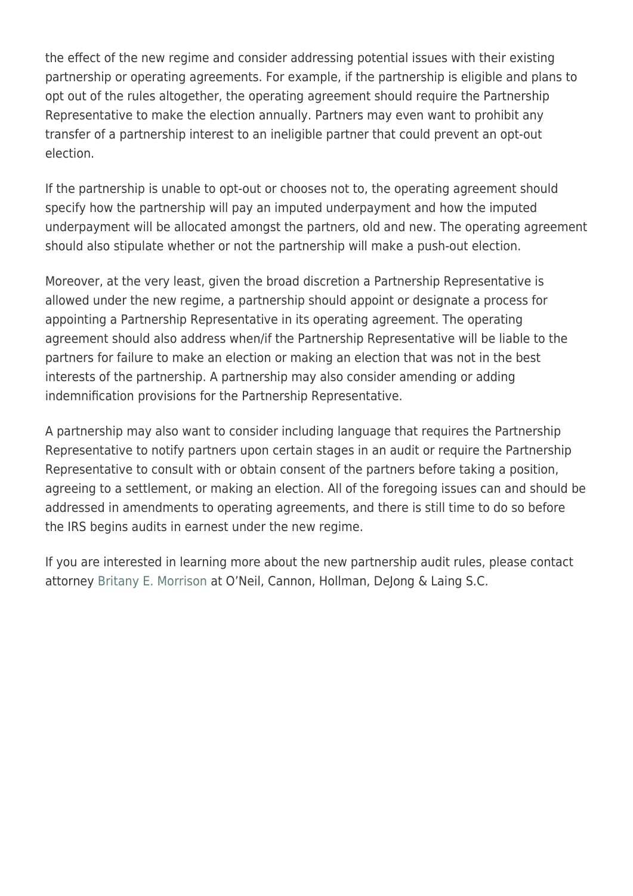the effect of the new regime and consider addressing potential issues with their existing partnership or operating agreements. For example, if the partnership is eligible and plans to opt out of the rules altogether, the operating agreement should require the Partnership Representative to make the election annually. Partners may even want to prohibit any transfer of a partnership interest to an ineligible partner that could prevent an opt-out election.

If the partnership is unable to opt-out or chooses not to, the operating agreement should specify how the partnership will pay an imputed underpayment and how the imputed underpayment will be allocated amongst the partners, old and new. The operating agreement should also stipulate whether or not the partnership will make a push-out election.

Moreover, at the very least, given the broad discretion a Partnership Representative is allowed under the new regime, a partnership should appoint or designate a process for appointing a Partnership Representative in its operating agreement. The operating agreement should also address when/if the Partnership Representative will be liable to the partners for failure to make an election or making an election that was not in the best interests of the partnership. A partnership may also consider amending or adding indemnification provisions for the Partnership Representative.

A partnership may also want to consider including language that requires the Partnership Representative to notify partners upon certain stages in an audit or require the Partnership Representative to consult with or obtain consent of the partners before taking a position, agreeing to a settlement, or making an election. All of the foregoing issues can and should be addressed in amendments to operating agreements, and there is still time to do so before the IRS begins audits in earnest under the new regime.

If you are interested in learning more about the new partnership audit rules, please contact attorney Britany E. Morrison at O'Neil, Cannon, Hollman, DeJong & Laing S.C.